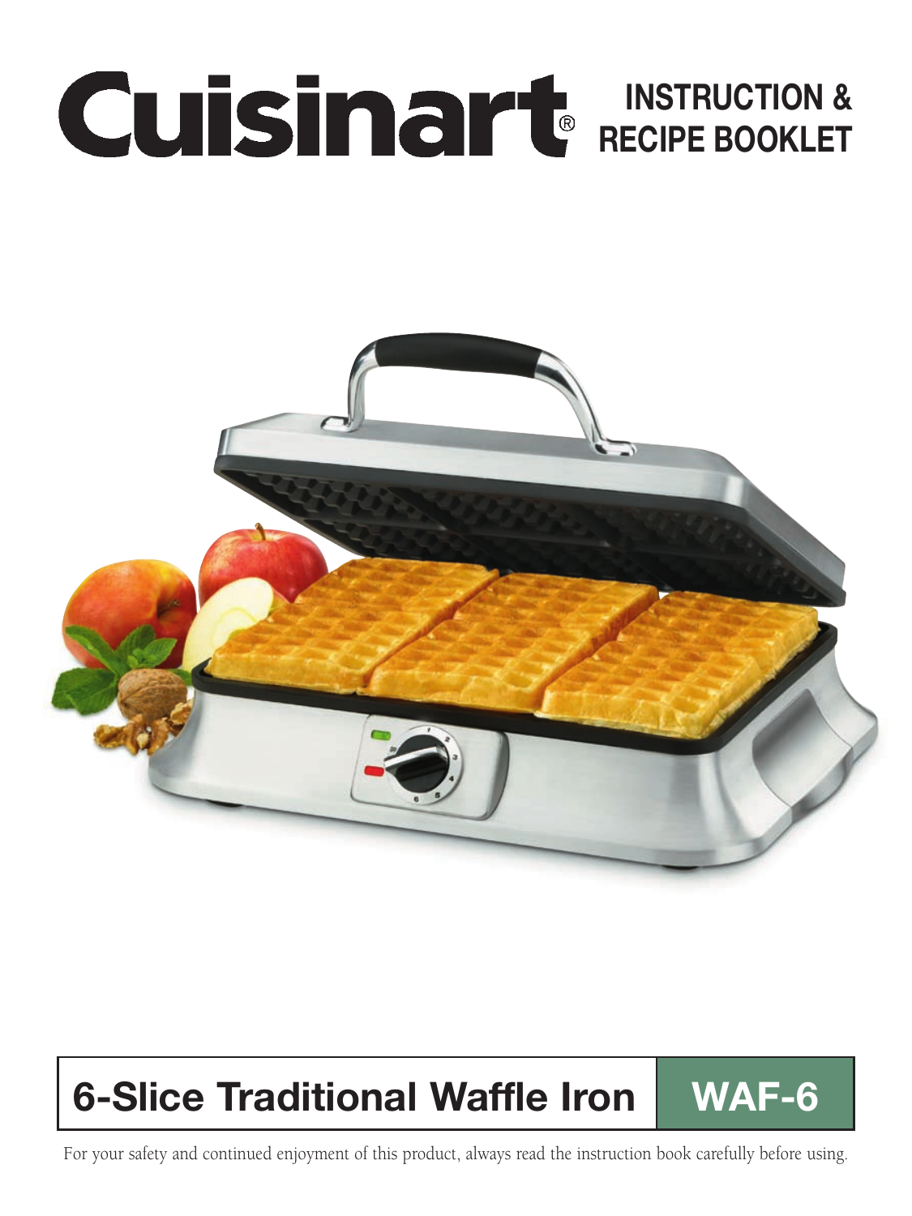# Cuisinart®

## INSTRUCTION & RECIPE BOOKLET

## 6-Slice Traditional Waffle Iron | WAF-6

For your safety and continued enjoyment of this product, always read the instruction book carefully before using.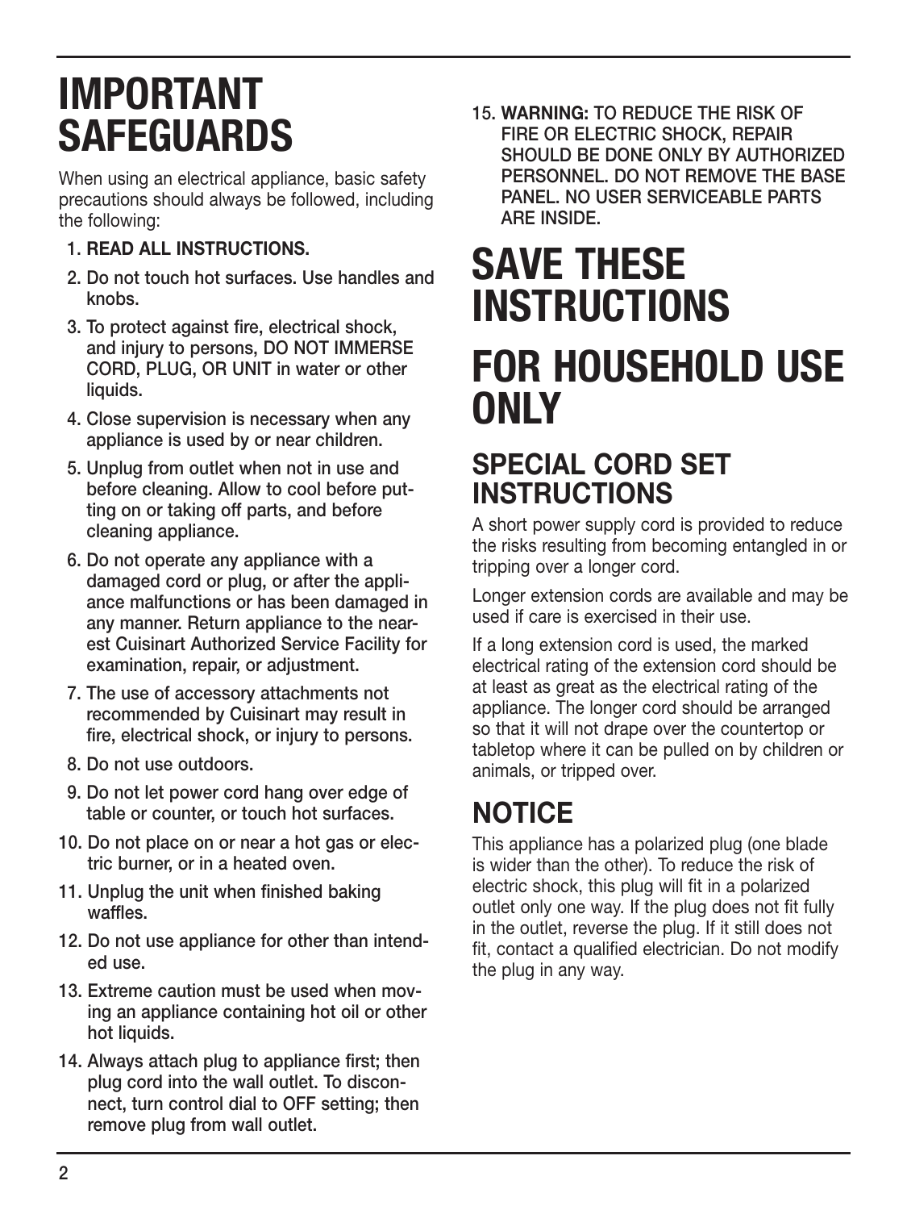# IMPORTANT SAFEGUARDS

When using an electrical appliance, basic safety precautions should always be followed, including the following:

1. **READ ALL INSTRUCTIONS.**
2. **Do not touch hot surfaces. Use handles and knobs.**
3. **To protect against fire, electrical shock, and injury to persons, DO NOT IMMERSE CORD, PLUG, OR UNIT in water or other liquids.**
4. **Close supervision is necessary when any appliance is used by or near children.**
5. **Unplug from outlet when not in use and before cleaning. Allow to cool before putting on or taking off parts, and before cleaning appliance.**
6. **Do not operate any appliance with a damaged cord or plug, or after the appliance malfunctions or has been damaged in any manner. Return appliance to the nearest Cuisinart Authorized Service Facility for examination, repair, or adjustment.**
7. **The use of accessory attachments not recommended by Cuisinart may result in fire, electrical shock, or injury to persons.**
8. **Do not use outdoors.**
9. **Do not let power cord hang over edge of table or counter, or touch hot surfaces.**
10. **Do not place on or near a hot gas or electric burner, or in a heated oven.**
11. **Unplug the unit when finished baking waffles.**
12. **Do not use appliance for other than intended use.**
13. **Extreme caution must be used when moving an appliance containing hot oil or other hot liquids.**
14. **Always attach plug to appliance first; then plug cord into the wall outlet. To disconnect, turn control dial to OFF setting; then remove plug from wall outlet.**
15. **WARNING:** TO REDUCE THE RISK OF FIRE OR ELECTRIC SHOCK, REPAIR SHOULD BE DONE ONLY BY AUTHORIZED PERSONNEL. DO NOT REMOVE THE BASE PANEL. NO USER SERVICEABLE PARTS ARE INSIDE.

# SAVE THESE INSTRUCTIONS

# FOR HOUSEHOLD USE ONLY

## SPECIAL CORD SET INSTRUCTIONS

A short power supply cord is provided to reduce the risks resulting from becoming entangled in or tripping over a longer cord.

Longer extension cords are available and may be used if care is exercised in their use.

If a long extension cord is used, the marked electrical rating of the extension cord should be at least as great as the electrical rating of the appliance. The longer cord should be arranged so that it will not drape over the countertop or tabletop where it can be pulled on by children or animals, or tripped over.

## NOTICE

This appliance has a polarized plug (one blade is wider than the other). To reduce the risk of electric shock, this plug will fit in a polarized outlet only one way. If the plug does not fit fully in the outlet, reverse the plug. If it still does not fit, contact a qualified electrician. Do not modify the plug in any way.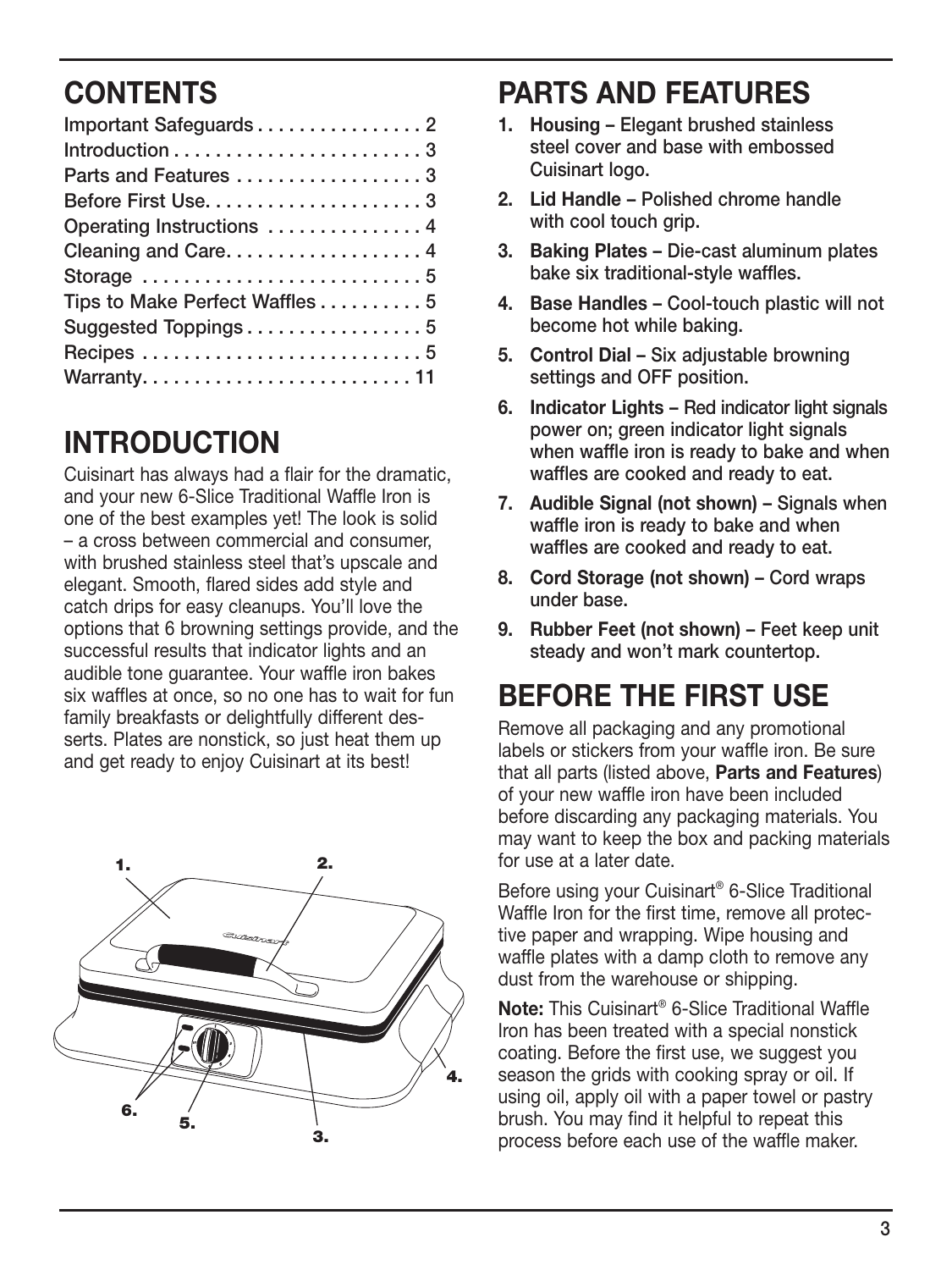# CONTENTS

Important Safeguards . . . . . . . . . . . . . . . . 2
Introduction . . . . . . . . . . . . . . . . . . . . . . . . 3
Parts and Features . . . . . . . . . . . . . . . . . . 3
Before First Use. . . . . . . . . . . . . . . . . . . . . 3
Operating Instructions . . . . . . . . . . . . . . . 4
Cleaning and Care. . . . . . . . . . . . . . . . . . . 4
Storage . . . . . . . . . . . . . . . . . . . . . . . . . . . 5
Tips to Make Perfect Waffles . . . . . . . . . . 5
Suggested Toppings . . . . . . . . . . . . . . . . . 5
Recipes . . . . . . . . . . . . . . . . . . . . . . . . . . . 5
Warranty. . . . . . . . . . . . . . . . . . . . . . . . . . 11

# INTRODUCTION

Cuisinart has always had a flair for the dramatic, and your new 6-Slice Traditional Waffle Iron is one of the best examples yet! The look is solid – a cross between commercial and consumer, with brushed stainless steel that's upscale and elegant. Smooth, flared sides add style and catch drips for easy cleanups. You'll love the options that 6 browning settings provide, and the successful results that indicator lights and an audible tone guarantee. Your waffle iron bakes six waffles at once, so no one has to wait for fun family breakfasts or delightfully different desserts. Plates are nonstick, so just heat them up and get ready to enjoy Cuisinart at its best!

# PARTS AND FEATURES

1. **Housing –** Elegant brushed stainless steel cover and base with embossed Cuisinart logo.
2. **Lid Handle –** Polished chrome handle with cool touch grip.
3. **Baking Plates –** Die-cast aluminum plates bake six traditional-style waffles.
4. **Base Handles –** Cool-touch plastic will not become hot while baking.
5. **Control Dial –** Six adjustable browning settings and OFF position.
6. **Indicator Lights –** Red indicator light signals power on; green indicator light signals when waffle iron is ready to bake and when waffles are cooked and ready to eat.
7. **Audible Signal (not shown) –** Signals when waffle iron is ready to bake and when waffles are cooked and ready to eat.
8. **Cord Storage (not shown) –** Cord wraps under base.
9. **Rubber Feet (not shown) –** Feet keep unit steady and won't mark countertop.

# BEFORE THE FIRST USE

Remove all packaging and any promotional labels or stickers from your waffle iron. Be sure that all parts (listed above, **Parts and Features**) of your new waffle iron have been included before discarding any packaging materials. You may want to keep the box and packing materials for use at a later date.

Before using your Cuisinart® 6-Slice Traditional Waffle Iron for the first time, remove all protective paper and wrapping. Wipe housing and waffle plates with a damp cloth to remove any dust from the warehouse or shipping.

**Note:** This Cuisinart® 6-Slice Traditional Waffle Iron has been treated with a special nonstick coating. Before the first use, we suggest you season the grids with cooking spray or oil. If using oil, apply oil with a paper towel or pastry brush. You may find it helpful to repeat this process before each use of the waffle maker.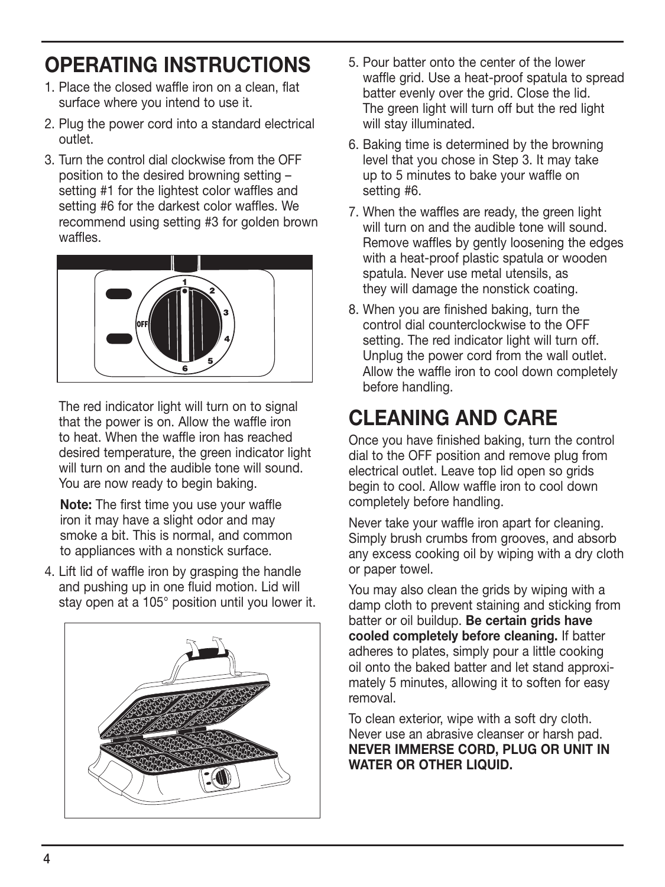## OPERATING INSTRUCTIONS

1. Place the closed waffle iron on a clean, flat surface where you intend to use it.
2. Plug the power cord into a standard electrical outlet.
3. Turn the control dial clockwise from the OFF position to the desired browning setting – setting #1 for the lightest color waffles and setting #6 for the darkest color waffles. We recommend using setting #3 for golden brown waffles.

   The red indicator light will turn on to signal that the power is on. Allow the waffle iron to heat. When the waffle iron has reached desired temperature, the green indicator light will turn on and the audible tone will sound. You are now ready to begin baking.

   **Note:** The first time you use your waffle iron it may have a slight odor and may smoke a bit. This is normal, and common to appliances with a nonstick surface.

4. Lift lid of waffle iron by grasping the handle and pushing up in one fluid motion. Lid will stay open at a 105° position until you lower it.
5. Pour batter onto the center of the lower waffle grid. Use a heat-proof spatula to spread batter evenly over the grid. Close the lid. The green light will turn off but the red light will stay illuminated.
6. Baking time is determined by the browning level that you chose in Step 3. It may take up to 5 minutes to bake your waffle on setting #6.
7. When the waffles are ready, the green light will turn on and the audible tone will sound. Remove waffles by gently loosening the edges with a heat-proof plastic spatula or wooden spatula. Never use metal utensils, as they will damage the nonstick coating.
8. When you are finished baking, turn the control dial counterclockwise to the OFF setting. The red indicator light will turn off. Unplug the power cord from the wall outlet. Allow the waffle iron to cool down completely before handling.

## CLEANING AND CARE

Once you have finished baking, turn the control dial to the OFF position and remove plug from electrical outlet. Leave top lid open so grids begin to cool. Allow waffle iron to cool down completely before handling.

Never take your waffle iron apart for cleaning. Simply brush crumbs from grooves, and absorb any excess cooking oil by wiping with a dry cloth or paper towel.

You may also clean the grids by wiping with a damp cloth to prevent staining and sticking from batter or oil buildup. **Be certain grids have cooled completely before cleaning.** If batter adheres to plates, simply pour a little cooking oil onto the baked batter and let stand approximately 5 minutes, allowing it to soften for easy removal.

To clean exterior, wipe with a soft dry cloth. Never use an abrasive cleanser or harsh pad. **NEVER IMMERSE CORD, PLUG OR UNIT IN WATER OR OTHER LIQUID.**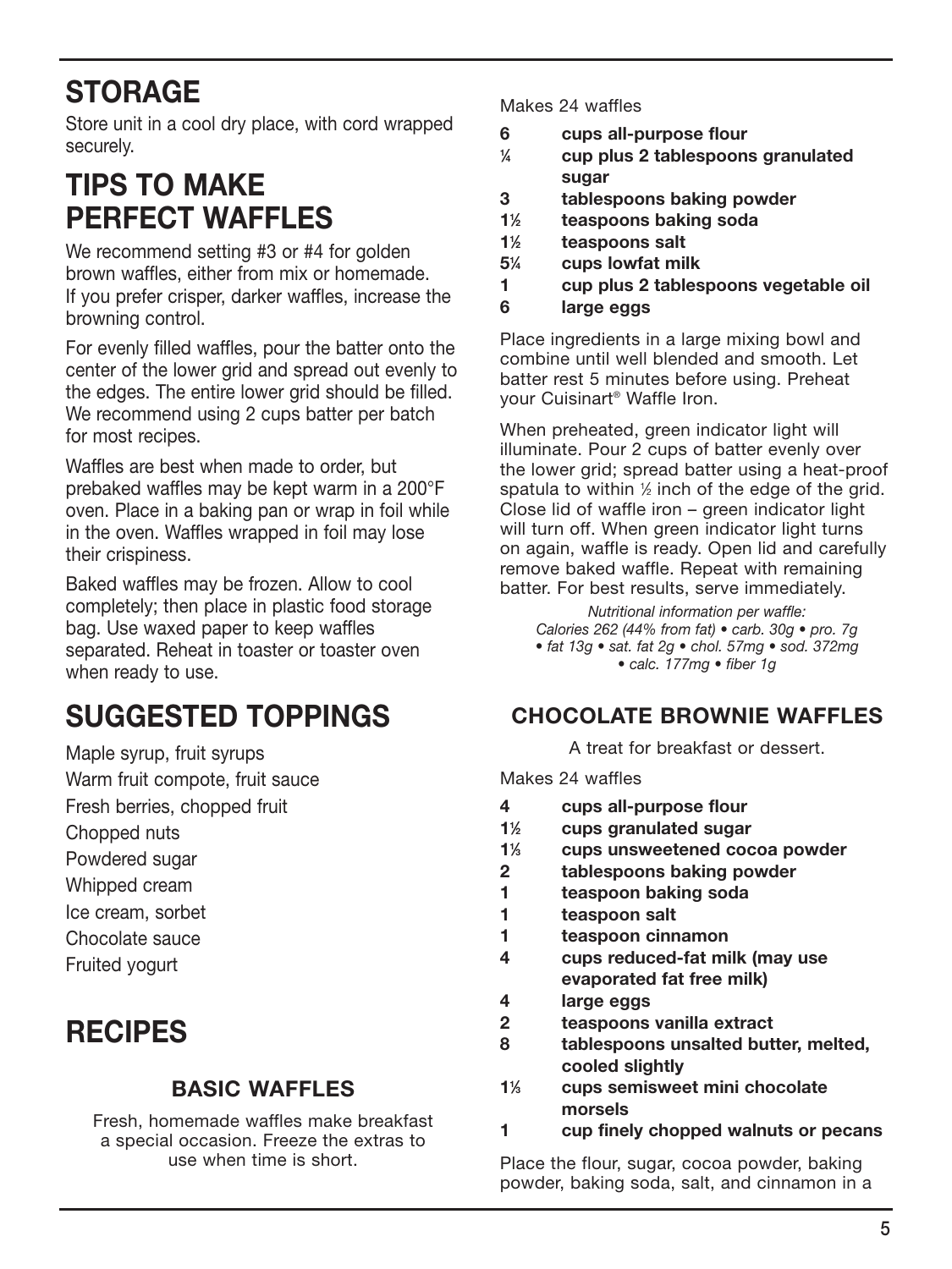## STORAGE

Store unit in a cool dry place, with cord wrapped securely.

## TIPS TO MAKE PERFECT WAFFLES

We recommend setting #3 or #4 for golden brown waffles, either from mix or homemade. If you prefer crisper, darker waffles, increase the browning control.

For evenly filled waffles, pour the batter onto the center of the lower grid and spread out evenly to the edges. The entire lower grid should be filled. We recommend using 2 cups batter per batch for most recipes.

Waffles are best when made to order, but prebaked waffles may be kept warm in a 200°F oven. Place in a baking pan or wrap in foil while in the oven. Waffles wrapped in foil may lose their crispiness.

Baked waffles may be frozen. Allow to cool completely; then place in plastic food storage bag. Use waxed paper to keep waffles separated. Reheat in toaster or toaster oven when ready to use.

## SUGGESTED TOPPINGS

Maple syrup, fruit syrups
Warm fruit compote, fruit sauce
Fresh berries, chopped fruit
Chopped nuts
Powdered sugar
Whipped cream
Ice cream, sorbet
Chocolate sauce
Fruited yogurt

## RECIPES

### BASIC WAFFLES

Fresh, homemade waffles make breakfast a special occasion. Freeze the extras to use when time is short.

Makes 24 waffles

- **6 cups all-purpose flour**
- **¼ cup plus 2 tablespoons granulated sugar**
- **3 tablespoons baking powder**
- **1½ teaspoons baking soda**
- **1½ teaspoons salt**
- **5¼ cups lowfat milk**
- **1 cup plus 2 tablespoons vegetable oil**
- **6 large eggs**

Place ingredients in a large mixing bowl and combine until well blended and smooth. Let batter rest 5 minutes before using. Preheat your Cuisinart® Waffle Iron.

When preheated, green indicator light will illuminate. Pour 2 cups of batter evenly over the lower grid; spread batter using a heat-proof spatula to within ½ inch of the edge of the grid. Close lid of waffle iron – green indicator light will turn off. When green indicator light turns on again, waffle is ready. Open lid and carefully remove baked waffle. Repeat with remaining batter. For best results, serve immediately.

*Nutritional information per waffle:*
*Calories 262 (44% from fat) • carb. 30g • pro. 7g • fat 13g • sat. fat 2g • chol. 57mg • sod. 372mg • calc. 177mg • fiber 1g*

### CHOCOLATE BROWNIE WAFFLES

A treat for breakfast or dessert.

Makes 24 waffles

- **4 cups all-purpose flour**
- **1½ cups granulated sugar**
- **1⅓ cups unsweetened cocoa powder**
- **2 tablespoons baking powder**
- **1 teaspoon baking soda**
- **1 teaspoon salt**
- **1 teaspoon cinnamon**
- **4 cups reduced-fat milk (may use evaporated fat free milk)**
- **4 large eggs**
- **2 teaspoons vanilla extract**
- **8 tablespoons unsalted butter, melted, cooled slightly**
- **1⅓ cups semisweet mini chocolate morsels**
- **1 cup finely chopped walnuts or pecans**

Place the flour, sugar, cocoa powder, baking powder, baking soda, salt, and cinnamon in a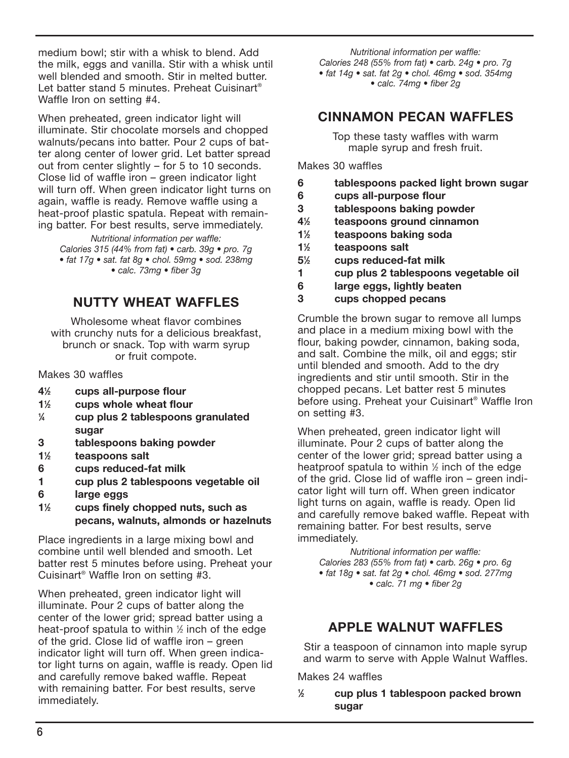medium bowl; stir with a whisk to blend. Add the milk, eggs and vanilla. Stir with a whisk until well blended and smooth. Stir in melted butter. Let batter stand 5 minutes. Preheat Cuisinart® Waffle Iron on setting #4.

When preheated, green indicator light will illuminate. Stir chocolate morsels and chopped walnuts/pecans into batter. Pour 2 cups of batter along center of lower grid. Let batter spread out from center slightly – for 5 to 10 seconds. Close lid of waffle iron – green indicator light will turn off. When green indicator light turns on again, waffle is ready. Remove waffle using a heat-proof plastic spatula. Repeat with remaining batter. For best results, serve immediately.

*Nutritional information per waffle:*
*Calories 315 (44% from fat) • carb. 39g • pro. 7g • fat 17g • sat. fat 8g • chol. 59mg • sod. 238mg • calc. 73mg • fiber 3g*

## NUTTY WHEAT WAFFLES

Wholesome wheat flavor combines with crunchy nuts for a delicious breakfast, brunch or snack. Top with warm syrup or fruit compote.

Makes 30 waffles

- **4½ cups all-purpose flour**
- **1½ cups whole wheat flour**
- **¼ cup plus 2 tablespoons granulated sugar**
- **3 tablespoons baking powder**
- **1½ teaspoons salt**
- **6 cups reduced-fat milk**
- **1 cup plus 2 tablespoons vegetable oil**
- **6 large eggs**
- **1½ cups finely chopped nuts, such as pecans, walnuts, almonds or hazelnuts**

Place ingredients in a large mixing bowl and combine until well blended and smooth. Let batter rest 5 minutes before using. Preheat your Cuisinart® Waffle Iron on setting #3.

When preheated, green indicator light will illuminate. Pour 2 cups of batter along the center of the lower grid; spread batter using a heat-proof spatula to within ½ inch of the edge of the grid. Close lid of waffle iron – green indicator light will turn off. When green indicator light turns on again, waffle is ready. Open lid and carefully remove baked waffle. Repeat with remaining batter. For best results, serve immediately.

*Nutritional information per waffle:*
*Calories 248 (55% from fat) • carb. 24g • pro. 7g • fat 14g • sat. fat 2g • chol. 46mg • sod. 354mg • calc. 74mg • fiber 2g*

## CINNAMON PECAN WAFFLES

Top these tasty waffles with warm maple syrup and fresh fruit.

Makes 30 waffles

- **6 tablespoons packed light brown sugar**
- **6 cups all-purpose flour**
- **3 tablespoons baking powder**
- **4½ teaspoons ground cinnamon**
- **1½ teaspoons baking soda**
- **1½ teaspoons salt**
- **5½ cups reduced-fat milk**
- **1 cup plus 2 tablespoons vegetable oil**
- **6 large eggs, lightly beaten**
- **3 cups chopped pecans**

Crumble the brown sugar to remove all lumps and place in a medium mixing bowl with the flour, baking powder, cinnamon, baking soda, and salt. Combine the milk, oil and eggs; stir until blended and smooth. Add to the dry ingredients and stir until smooth. Stir in the chopped pecans. Let batter rest 5 minutes before using. Preheat your Cuisinart® Waffle Iron on setting #3.

When preheated, green indicator light will illuminate. Pour 2 cups of batter along the center of the lower grid; spread batter using a heatproof spatula to within ½ inch of the edge of the grid. Close lid of waffle iron – green indicator light will turn off. When green indicator light turns on again, waffle is ready. Open lid and carefully remove baked waffle. Repeat with remaining batter. For best results, serve immediately.

*Nutritional information per waffle:*
*Calories 283 (55% from fat) • carb. 26g • pro. 6g • fat 18g • sat. fat 2g • chol. 46mg • sod. 277mg • calc. 71 mg • fiber 2g*

## APPLE WALNUT WAFFLES

Stir a teaspoon of cinnamon into maple syrup and warm to serve with Apple Walnut Waffles.

Makes 24 waffles

- **½ cup plus 1 tablespoon packed brown sugar**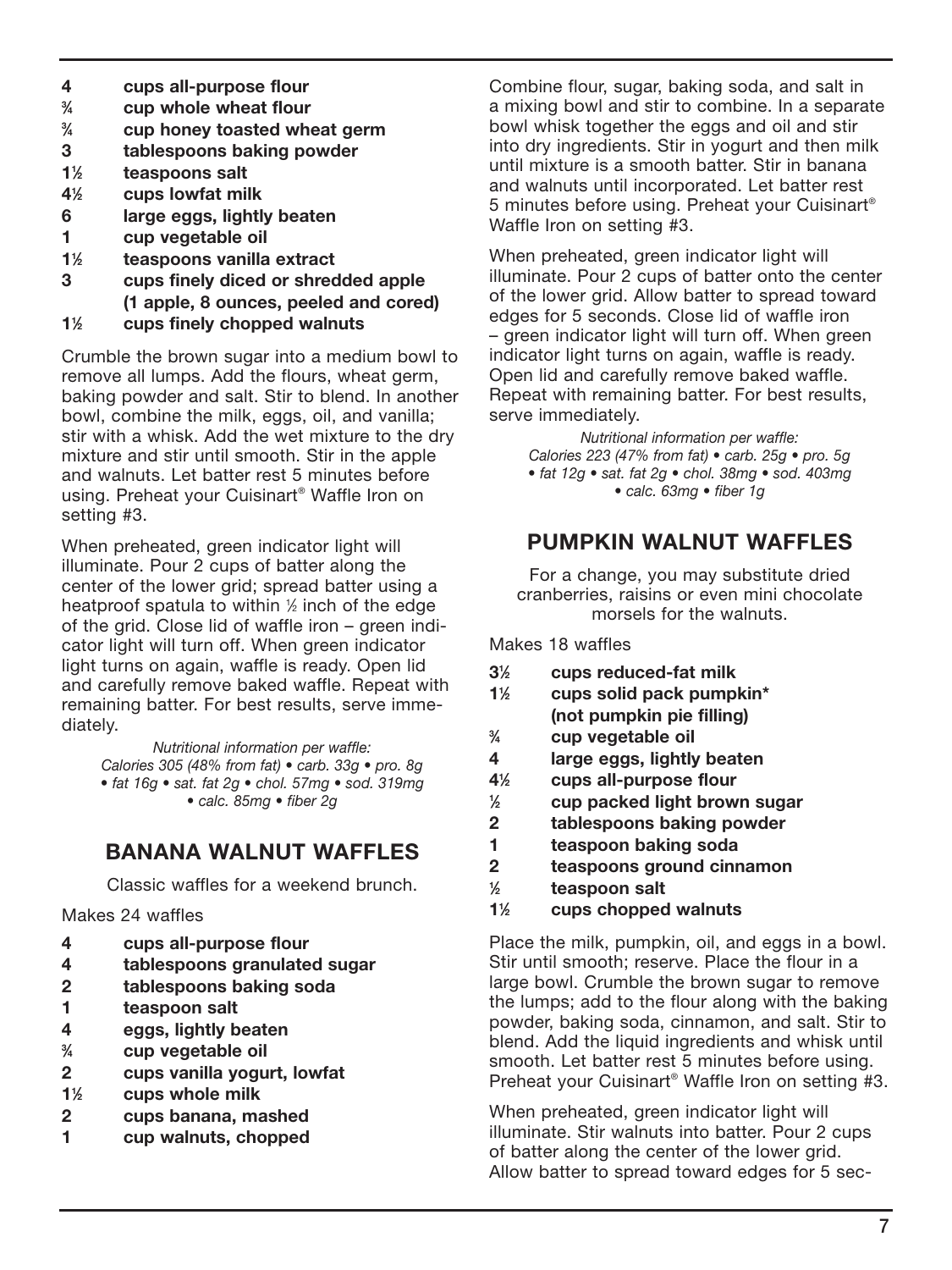- **4 cups all-purpose flour**
- **¾ cup whole wheat flour**
- **¾ cup honey toasted wheat germ**
- **3 tablespoons baking powder**
- **1½ teaspoons salt**
- **4½ cups lowfat milk**
- **6 large eggs, lightly beaten**
- **1 cup vegetable oil**
- **1½ teaspoons vanilla extract**
- **3 cups finely diced or shredded apple (1 apple, 8 ounces, peeled and cored)**
- **1½ cups finely chopped walnuts**

Crumble the brown sugar into a medium bowl to remove all lumps. Add the flours, wheat germ, baking powder and salt. Stir to blend. In another bowl, combine the milk, eggs, oil, and vanilla; stir with a whisk. Add the wet mixture to the dry mixture and stir until smooth. Stir in the apple and walnuts. Let batter rest 5 minutes before using. Preheat your Cuisinart® Waffle Iron on setting #3.

When preheated, green indicator light will illuminate. Pour 2 cups of batter along the center of the lower grid; spread batter using a heatproof spatula to within ½ inch of the edge of the grid. Close lid of waffle iron – green indicator light will turn off. When green indicator light turns on again, waffle is ready. Open lid and carefully remove baked waffle. Repeat with remaining batter. For best results, serve immediately.

*Nutritional information per waffle: Calories 305 (48% from fat) • carb. 33g • pro. 8g • fat 16g • sat. fat 2g • chol. 57mg • sod. 319mg • calc. 85mg • fiber 2g*

## BANANA WALNUT WAFFLES

Classic waffles for a weekend brunch.

Makes 24 waffles

- **4 cups all-purpose flour**
- **4 tablespoons granulated sugar**
- **2 tablespoons baking soda**
- **1 teaspoon salt**
- **4 eggs, lightly beaten**
- **¾ cup vegetable oil**
- **2 cups vanilla yogurt, lowfat**
- **1½ cups whole milk**
- **2 cups banana, mashed**
- **1 cup walnuts, chopped**

Combine flour, sugar, baking soda, and salt in a mixing bowl and stir to combine. In a separate bowl whisk together the eggs and oil and stir into dry ingredients. Stir in yogurt and then milk until mixture is a smooth batter. Stir in banana and walnuts until incorporated. Let batter rest 5 minutes before using. Preheat your Cuisinart® Waffle Iron on setting #3.

When preheated, green indicator light will illuminate. Pour 2 cups of batter onto the center of the lower grid. Allow batter to spread toward edges for 5 seconds. Close lid of waffle iron – green indicator light will turn off. When green indicator light turns on again, waffle is ready. Open lid and carefully remove baked waffle. Repeat with remaining batter. For best results, serve immediately.

*Nutritional information per waffle: Calories 223 (47% from fat) • carb. 25g • pro. 5g • fat 12g • sat. fat 2g • chol. 38mg • sod. 403mg • calc. 63mg • fiber 1g*

## PUMPKIN WALNUT WAFFLES

For a change, you may substitute dried cranberries, raisins or even mini chocolate morsels for the walnuts.

Makes 18 waffles

- **3½ cups reduced-fat milk**
- **1½ cups solid pack pumpkin* (not pumpkin pie filling)**
- **¾ cup vegetable oil**
- **4 large eggs, lightly beaten**
- **4½ cups all-purpose flour**
- **½ cup packed light brown sugar**
- **2 tablespoons baking powder**
- **1 teaspoon baking soda**
- **2 teaspoons ground cinnamon**
- **½ teaspoon salt**
- **1½ cups chopped walnuts**

Place the milk, pumpkin, oil, and eggs in a bowl. Stir until smooth; reserve. Place the flour in a large bowl. Crumble the brown sugar to remove the lumps; add to the flour along with the baking powder, baking soda, cinnamon, and salt. Stir to blend. Add the liquid ingredients and whisk until smooth. Let batter rest 5 minutes before using. Preheat your Cuisinart® Waffle Iron on setting #3.

When preheated, green indicator light will illuminate. Stir walnuts into batter. Pour 2 cups of batter along the center of the lower grid. Allow batter to spread toward edges for 5 sec-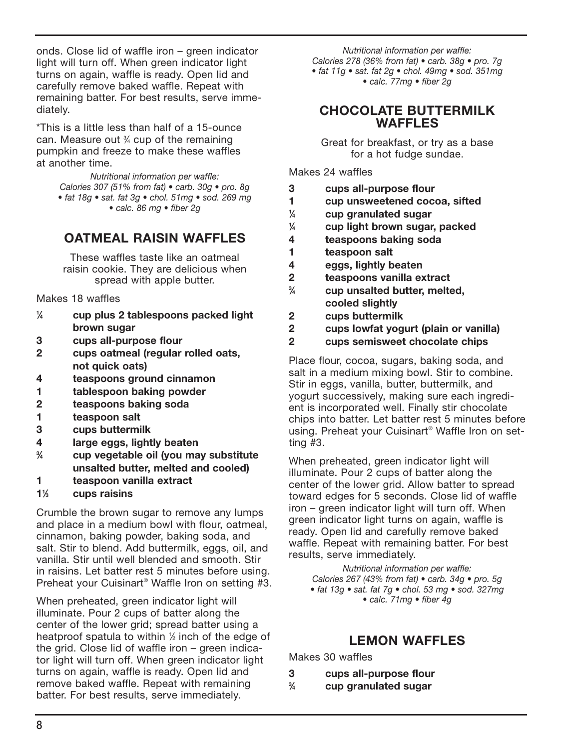onds. Close lid of waffle iron – green indicator light will turn off. When green indicator light turns on again, waffle is ready. Open lid and carefully remove baked waffle. Repeat with remaining batter. For best results, serve immediately.

*This is a little less than half of a 15-ounce can. Measure out ¾ cup of the remaining pumpkin and freeze to make these waffles at another time.

*Nutritional information per waffle:*
*Calories 307 (51% from fat) • carb. 30g • pro. 8g • fat 18g • sat. fat 3g • chol. 51mg • sod. 269 mg • calc. 86 mg • fiber 2g*

## OATMEAL RAISIN WAFFLES

These waffles taste like an oatmeal raisin cookie. They are delicious when spread with apple butter.

Makes 18 waffles

- **¼ cup plus 2 tablespoons packed light brown sugar**
- **3 cups all-purpose flour**
- **2 cups oatmeal (regular rolled oats, not quick oats)**
- **4 teaspoons ground cinnamon**
- **1 tablespoon baking powder**
- **2 teaspoons baking soda**
- **1 teaspoon salt**
- **3 cups buttermilk**
- **4 large eggs, lightly beaten**
- **¾ cup vegetable oil (you may substitute unsalted butter, melted and cooled)**
- **1 teaspoon vanilla extract**
- **1⅓ cups raisins**

Crumble the brown sugar to remove any lumps and place in a medium bowl with flour, oatmeal, cinnamon, baking powder, baking soda, and salt. Stir to blend. Add buttermilk, eggs, oil, and vanilla. Stir until well blended and smooth. Stir in raisins. Let batter rest 5 minutes before using. Preheat your Cuisinart® Waffle Iron on setting #3.

When preheated, green indicator light will illuminate. Pour 2 cups of batter along the center of the lower grid; spread batter using a heatproof spatula to within ½ inch of the edge of the grid. Close lid of waffle iron – green indicator light will turn off. When green indicator light turns on again, waffle is ready. Open lid and remove baked waffle. Repeat with remaining batter. For best results, serve immediately.

*Nutritional information per waffle:*
*Calories 278 (36% from fat) • carb. 38g • pro. 7g • fat 11g • sat. fat 2g • chol. 49mg • sod. 351mg • calc. 77mg • fiber 2g*

## CHOCOLATE BUTTERMILK WAFFLES

Great for breakfast, or try as a base for a hot fudge sundae.

Makes 24 waffles

- **3 cups all-purpose flour**
- **1 cup unsweetened cocoa, sifted**
- **¼ cup granulated sugar**
- **¼ cup light brown sugar, packed**
- **4 teaspoons baking soda**
- **1 teaspoon salt**
- **4 eggs, lightly beaten**
- **2 teaspoons vanilla extract**
- **¾ cup unsalted butter, melted, cooled slightly**
- **2 cups buttermilk**
- **2 cups lowfat yogurt (plain or vanilla)**
- **2 cups semisweet chocolate chips**

Place flour, cocoa, sugars, baking soda, and salt in a medium mixing bowl. Stir to combine. Stir in eggs, vanilla, butter, buttermilk, and yogurt successively, making sure each ingredient is incorporated well. Finally stir chocolate chips into batter. Let batter rest 5 minutes before using. Preheat your Cuisinart® Waffle Iron on setting #3.

When preheated, green indicator light will illuminate. Pour 2 cups of batter along the center of the lower grid. Allow batter to spread toward edges for 5 seconds. Close lid of waffle iron – green indicator light will turn off. When green indicator light turns on again, waffle is ready. Open lid and carefully remove baked waffle. Repeat with remaining batter. For best results, serve immediately.

*Nutritional information per waffle:*
*Calories 267 (43% from fat) • carb. 34g • pro. 5g • fat 13g • sat. fat 7g • chol. 53 mg • sod. 327mg • calc. 71mg • fiber 4g*

## LEMON WAFFLES

Makes 30 waffles

- **3 cups all-purpose flour**
- **¾ cup granulated sugar**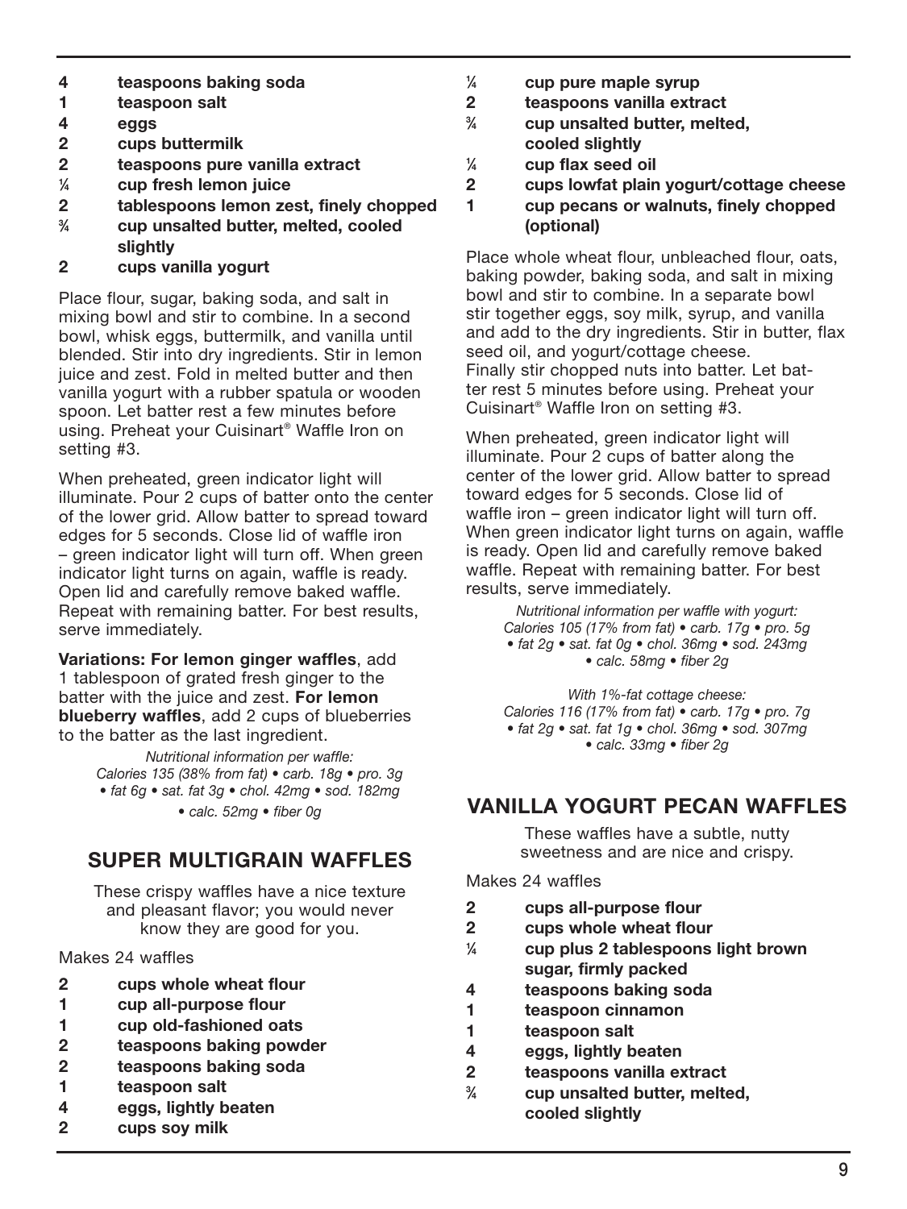- **4 teaspoons baking soda**
- **1 teaspoon salt**
- **4 eggs**
- **2 cups buttermilk**
- **2 teaspoons pure vanilla extract**
- **¼ cup fresh lemon juice**
- **2 tablespoons lemon zest, finely chopped**
- **¾ cup unsalted butter, melted, cooled slightly**
- **2 cups vanilla yogurt**

Place flour, sugar, baking soda, and salt in mixing bowl and stir to combine. In a second bowl, whisk eggs, buttermilk, and vanilla until blended. Stir into dry ingredients. Stir in lemon juice and zest. Fold in melted butter and then vanilla yogurt with a rubber spatula or wooden spoon. Let batter rest a few minutes before using. Preheat your Cuisinart® Waffle Iron on setting #3.

When preheated, green indicator light will illuminate. Pour 2 cups of batter onto the center of the lower grid. Allow batter to spread toward edges for 5 seconds. Close lid of waffle iron – green indicator light will turn off. When green indicator light turns on again, waffle is ready. Open lid and carefully remove baked waffle. Repeat with remaining batter. For best results, serve immediately.

**Variations: For lemon ginger waffles**, add 1 tablespoon of grated fresh ginger to the batter with the juice and zest. **For lemon blueberry waffles**, add 2 cups of blueberries to the batter as the last ingredient.

*Nutritional information per waffle:*
*Calories 135 (38% from fat) • carb. 18g • pro. 3g • fat 6g • sat. fat 3g • chol. 42mg • sod. 182mg • calc. 52mg • fiber 0g*

## SUPER MULTIGRAIN WAFFLES

These crispy waffles have a nice texture and pleasant flavor; you would never know they are good for you.

Makes 24 waffles

- **2 cups whole wheat flour**
- **1 cup all-purpose flour**
- **1 cup old-fashioned oats**
- **2 teaspoons baking powder**
- **2 teaspoons baking soda**
- **1 teaspoon salt**
- **4 eggs, lightly beaten**
- **2 cups soy milk**
- **¼ cup pure maple syrup**
- **2 teaspoons vanilla extract**
- **¾ cup unsalted butter, melted, cooled slightly**
- **¼ cup flax seed oil**
- **2 cups lowfat plain yogurt/cottage cheese**
- **1 cup pecans or walnuts, finely chopped (optional)**

Place whole wheat flour, unbleached flour, oats, baking powder, baking soda, and salt in mixing bowl and stir to combine. In a separate bowl stir together eggs, soy milk, syrup, and vanilla and add to the dry ingredients. Stir in butter, flax seed oil, and yogurt/cottage cheese. Finally stir chopped nuts into batter. Let batter rest 5 minutes before using. Preheat your Cuisinart® Waffle Iron on setting #3.

When preheated, green indicator light will illuminate. Pour 2 cups of batter along the center of the lower grid. Allow batter to spread toward edges for 5 seconds. Close lid of waffle iron – green indicator light will turn off. When green indicator light turns on again, waffle is ready. Open lid and carefully remove baked waffle. Repeat with remaining batter. For best results, serve immediately.

*Nutritional information per waffle with yogurt:*
*Calories 105 (17% from fat) • carb. 17g • pro. 5g • fat 2g • sat. fat 0g • chol. 36mg • sod. 243mg • calc. 58mg • fiber 2g*

*With 1%-fat cottage cheese:*
*Calories 116 (17% from fat) • carb. 17g • pro. 7g • fat 2g • sat. fat 1g • chol. 36mg • sod. 307mg • calc. 33mg • fiber 2g*

## VANILLA YOGURT PECAN WAFFLES

These waffles have a subtle, nutty sweetness and are nice and crispy.

Makes 24 waffles

- **2 cups all-purpose flour**
- **2 cups whole wheat flour**
- **¼ cup plus 2 tablespoons light brown sugar, firmly packed**
- **4 teaspoons baking soda**
- **1 teaspoon cinnamon**
- **1 teaspoon salt**
- **4 eggs, lightly beaten**
- **2 teaspoons vanilla extract**
- **¾ cup unsalted butter, melted, cooled slightly**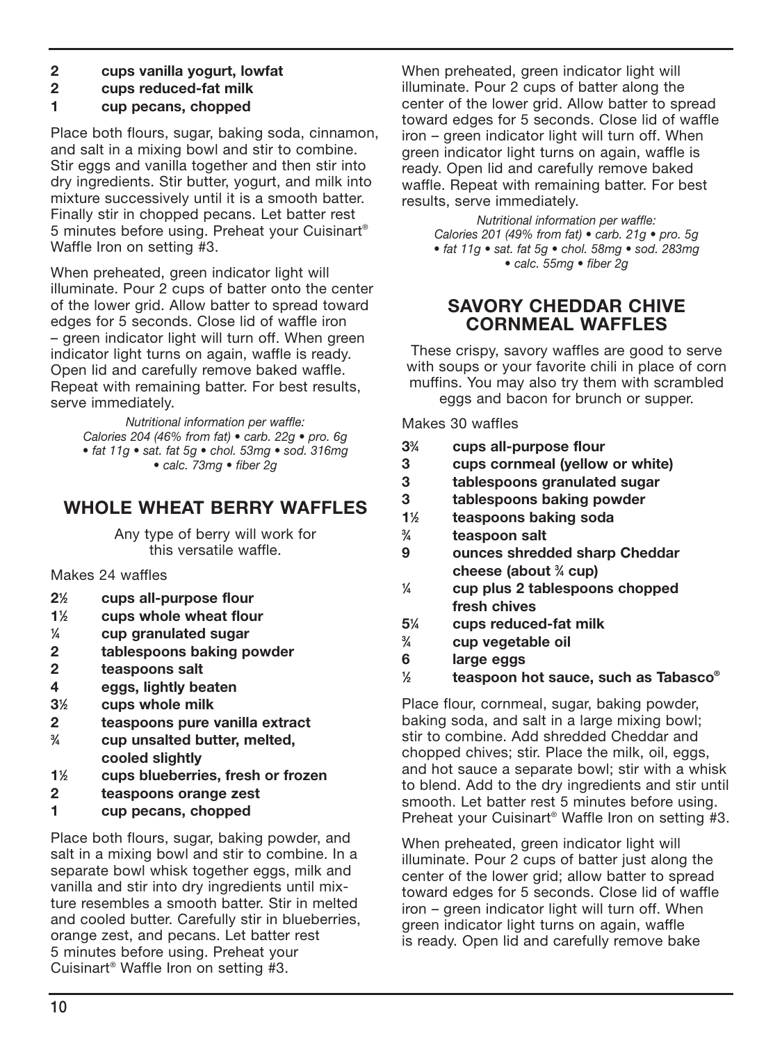- **2 cups vanilla yogurt, lowfat**
- **2 cups reduced-fat milk**
- **1 cup pecans, chopped**

Place both flours, sugar, baking soda, cinnamon, and salt in a mixing bowl and stir to combine. Stir eggs and vanilla together and then stir into dry ingredients. Stir butter, yogurt, and milk into mixture successively until it is a smooth batter. Finally stir in chopped pecans. Let batter rest 5 minutes before using. Preheat your Cuisinart® Waffle Iron on setting #3.

When preheated, green indicator light will illuminate. Pour 2 cups of batter onto the center of the lower grid. Allow batter to spread toward edges for 5 seconds. Close lid of waffle iron – green indicator light will turn off. When green indicator light turns on again, waffle is ready. Open lid and carefully remove baked waffle. Repeat with remaining batter. For best results, serve immediately.

*Nutritional information per waffle:*
*Calories 204 (46% from fat) • carb. 22g • pro. 6g • fat 11g • sat. fat 5g • chol. 53mg • sod. 316mg • calc. 73mg • fiber 2g*

## WHOLE WHEAT BERRY WAFFLES

Any type of berry will work for this versatile waffle.

Makes 24 waffles

- **2½ cups all-purpose flour**
- **1½ cups whole wheat flour**
- **¼ cup granulated sugar**
- **2 tablespoons baking powder**
- **2 teaspoons salt**
- **4 eggs, lightly beaten**
- **3½ cups whole milk**
- **2 teaspoons pure vanilla extract**
- **¾ cup unsalted butter, melted, cooled slightly**
- **1½ cups blueberries, fresh or frozen**
- **2 teaspoons orange zest**
- **1 cup pecans, chopped**

Place both flours, sugar, baking powder, and salt in a mixing bowl and stir to combine. In a separate bowl whisk together eggs, milk and vanilla and stir into dry ingredients until mixture resembles a smooth batter. Stir in melted and cooled butter. Carefully stir in blueberries, orange zest, and pecans. Let batter rest 5 minutes before using. Preheat your Cuisinart® Waffle Iron on setting #3.

When preheated, green indicator light will illuminate. Pour 2 cups of batter along the center of the lower grid. Allow batter to spread toward edges for 5 seconds. Close lid of waffle iron – green indicator light will turn off. When green indicator light turns on again, waffle is ready. Open lid and carefully remove baked waffle. Repeat with remaining batter. For best results, serve immediately.

*Nutritional information per waffle:*
*Calories 201 (49% from fat) • carb. 21g • pro. 5g • fat 11g • sat. fat 5g • chol. 58mg • sod. 283mg • calc. 55mg • fiber 2g*

## SAVORY CHEDDAR CHIVE CORNMEAL WAFFLES

These crispy, savory waffles are good to serve with soups or your favorite chili in place of corn muffins. You may also try them with scrambled eggs and bacon for brunch or supper.

Makes 30 waffles

- **3¾ cups all-purpose flour**
- **3 cups cornmeal (yellow or white)**
- **3 tablespoons granulated sugar**
- **3 tablespoons baking powder**
- **1½ teaspoons baking soda**
- **¾ teaspoon salt**
- **9 ounces shredded sharp Cheddar cheese (about ¾ cup)**
- **¼ cup plus 2 tablespoons chopped fresh chives**
- **5¼ cups reduced-fat milk**
- **¾ cup vegetable oil**
- **6 large eggs**
- **½ teaspoon hot sauce, such as Tabasco®**

Place flour, cornmeal, sugar, baking powder, baking soda, and salt in a large mixing bowl; stir to combine. Add shredded Cheddar and chopped chives; stir. Place the milk, oil, eggs, and hot sauce a separate bowl; stir with a whisk to blend. Add to the dry ingredients and stir until smooth. Let batter rest 5 minutes before using. Preheat your Cuisinart® Waffle Iron on setting #3.

When preheated, green indicator light will illuminate. Pour 2 cups of batter just along the center of the lower grid; allow batter to spread toward edges for 5 seconds. Close lid of waffle iron – green indicator light will turn off. When green indicator light turns on again, waffle is ready. Open lid and carefully remove bake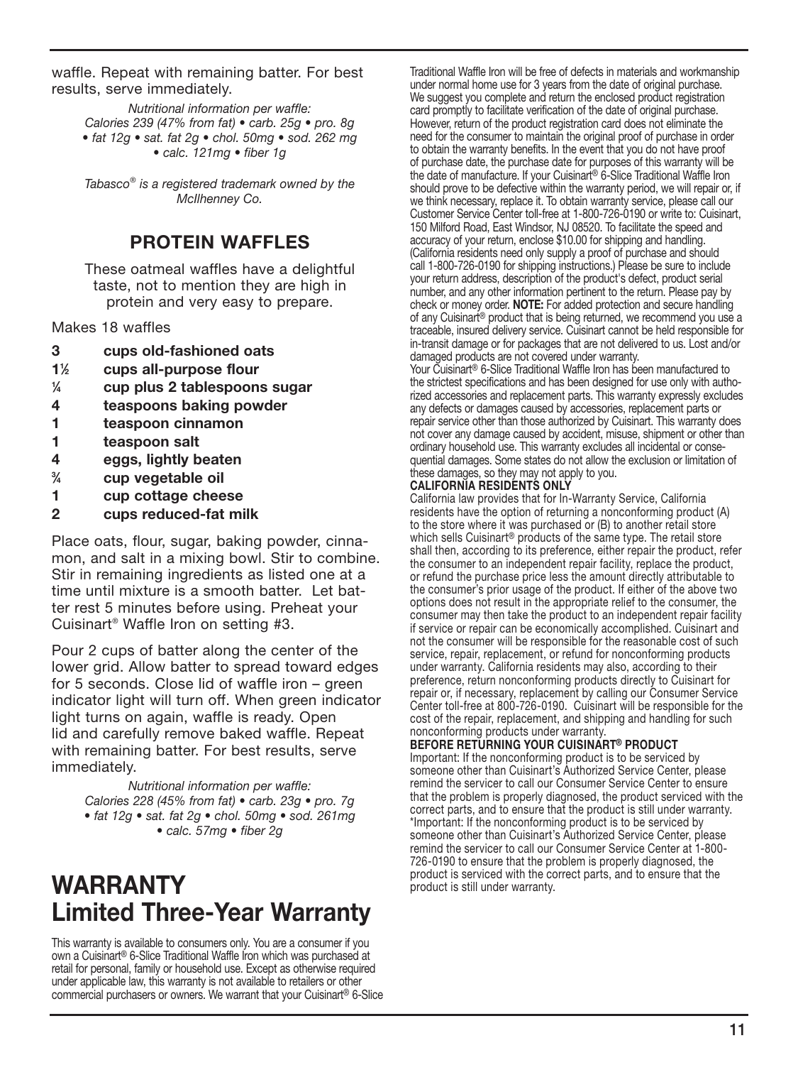waffle. Repeat with remaining batter. For best results, serve immediately.

*Nutritional information per waffle: Calories 239 (47% from fat) • carb. 25g • pro. 8g • fat 12g • sat. fat 2g • chol. 50mg • sod. 262 mg • calc. 121mg • fiber 1g*

*Tabasco® is a registered trademark owned by the McIlhenney Co.*

## PROTEIN WAFFLES

These oatmeal waffles have a delightful taste, not to mention they are high in protein and very easy to prepare.

Makes 18 waffles

- **3 cups old-fashioned oats**
- **1½ cups all-purpose flour**
- **¼ cup plus 2 tablespoons sugar**
- **4 teaspoons baking powder**
- **1 teaspoon cinnamon**
- **1 teaspoon salt**
- **4 eggs, lightly beaten**
- **¾ cup vegetable oil**
- **1 cup cottage cheese**
- **2 cups reduced-fat milk**

Place oats, flour, sugar, baking powder, cinnamon, and salt in a mixing bowl. Stir to combine. Stir in remaining ingredients as listed one at a time until mixture is a smooth batter. Let batter rest 5 minutes before using. Preheat your Cuisinart® Waffle Iron on setting #3.

Pour 2 cups of batter along the center of the lower grid. Allow batter to spread toward edges for 5 seconds. Close lid of waffle iron – green indicator light will turn off. When green indicator light turns on again, waffle is ready. Open lid and carefully remove baked waffle. Repeat with remaining batter. For best results, serve immediately.

*Nutritional information per waffle: Calories 228 (45% from fat) • carb. 23g • pro. 7g • fat 12g • sat. fat 2g • chol. 50mg • sod. 261mg • calc. 57mg • fiber 2g*

# WARRANTY
## Limited Three-Year Warranty

This warranty is available to consumers only. You are a consumer if you own a Cuisinart® 6-Slice Traditional Waffle Iron which was purchased at retail for personal, family or household use. Except as otherwise required under applicable law, this warranty is not available to retailers or other commercial purchasers or owners. We warrant that your Cuisinart® 6-Slice Traditional Waffle Iron will be free of defects in materials and workmanship under normal home use for 3 years from the date of original purchase. We suggest you complete and return the enclosed product registration card promptly to facilitate verification of the date of original purchase. However, return of the product registration card does not eliminate the need for the consumer to maintain the original proof of purchase in order to obtain the warranty benefits. In the event that you do not have proof of purchase date, the purchase date for purposes of this warranty will be the date of manufacture. If your Cuisinart® 6-Slice Traditional Waffle Iron should prove to be defective within the warranty period, we will repair or, if we think necessary, replace it. To obtain warranty service, please call our Customer Service Center toll-free at 1-800-726-0190 or write to: Cuisinart, 150 Milford Road, East Windsor, NJ 08520. To facilitate the speed and accuracy of your return, enclose $10.00 for shipping and handling. (California residents need only supply a proof of purchase and should call 1-800-726-0190 for shipping instructions.) Please be sure to include your return address, description of the product's defect, product serial number, and any other information pertinent to the return. Please pay by check or money order. **NOTE:** For added protection and secure handling of any Cuisinart® product that is being returned, we recommend you use a traceable, insured delivery service. Cuisinart cannot be held responsible for in-transit damage or for packages that are not delivered to us. Lost and/or damaged products are not covered under warranty.

Your Cuisinart® 6-Slice Traditional Waffle Iron has been manufactured to the strictest specifications and has been designed for use only with authorized accessories and replacement parts. This warranty expressly excludes any defects or damages caused by accessories, replacement parts or repair service other than those authorized by Cuisinart. This warranty does not cover any damage caused by accident, misuse, shipment or other than ordinary household use. This warranty excludes all incidental or consequential damages. Some states do not allow the exclusion or limitation of these damages, so they may not apply to you.

**CALIFORNIA RESIDENTS ONLY**

California law provides that for In-Warranty Service, California residents have the option of returning a nonconforming product (A) to the store where it was purchased or (B) to another retail store which sells Cuisinart® products of the same type. The retail store shall then, according to its preference, either repair the product, refer the consumer to an independent repair facility, replace the product, or refund the purchase price less the amount directly attributable to the consumer's prior usage of the product. If either of the above two options does not result in the appropriate relief to the consumer, the consumer may then take the product to an independent repair facility if service or repair can be economically accomplished. Cuisinart and not the consumer will be responsible for the reasonable cost of such service, repair, replacement, or refund for nonconforming products under warranty. California residents may also, according to their preference, return nonconforming products directly to Cuisinart for repair or, if necessary, replacement by calling our Consumer Service Center toll-free at 800-726-0190. Cuisinart will be responsible for the cost of the repair, replacement, and shipping and handling for such nonconforming products under warranty.

**BEFORE RETURNING YOUR CUISINART® PRODUCT**

Important: If the nonconforming product is to be serviced by someone other than Cuisinart's Authorized Service Center, please remind the servicer to call our Consumer Service Center to ensure that the problem is properly diagnosed, the product serviced with the correct parts, and to ensure that the product is still under warranty.

*Important: If the nonconforming product is to be serviced by someone other than Cuisinart's Authorized Service Center, please remind the servicer to call our Consumer Service Center at 1-800-726-0190 to ensure that the problem is properly diagnosed, the product is serviced with the correct parts, and to ensure that the product is still under warranty.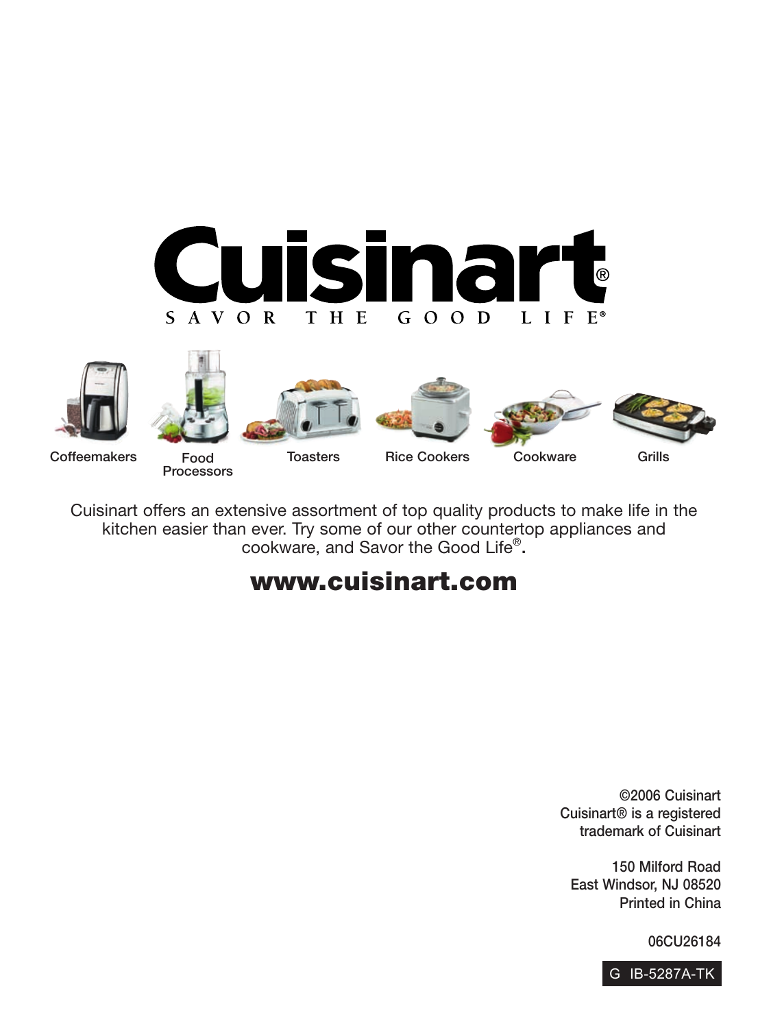# Cuisinart®

SAVOR THE GOOD LIFE®

Coffeemakers | Food Processors | Toasters | Rice Cookers | Cookware | Grills

Cuisinart offers an extensive assortment of top quality products to make life in the kitchen easier than ever. Try some of our other countertop appliances and cookware, and Savor the Good Life®.

**www.cuisinart.com**

©2006 Cuisinart
Cuisinart® is a registered trademark of Cuisinart

150 Milford Road
East Windsor, NJ 08520
Printed in China

06CU26184

G IB-5287A-TK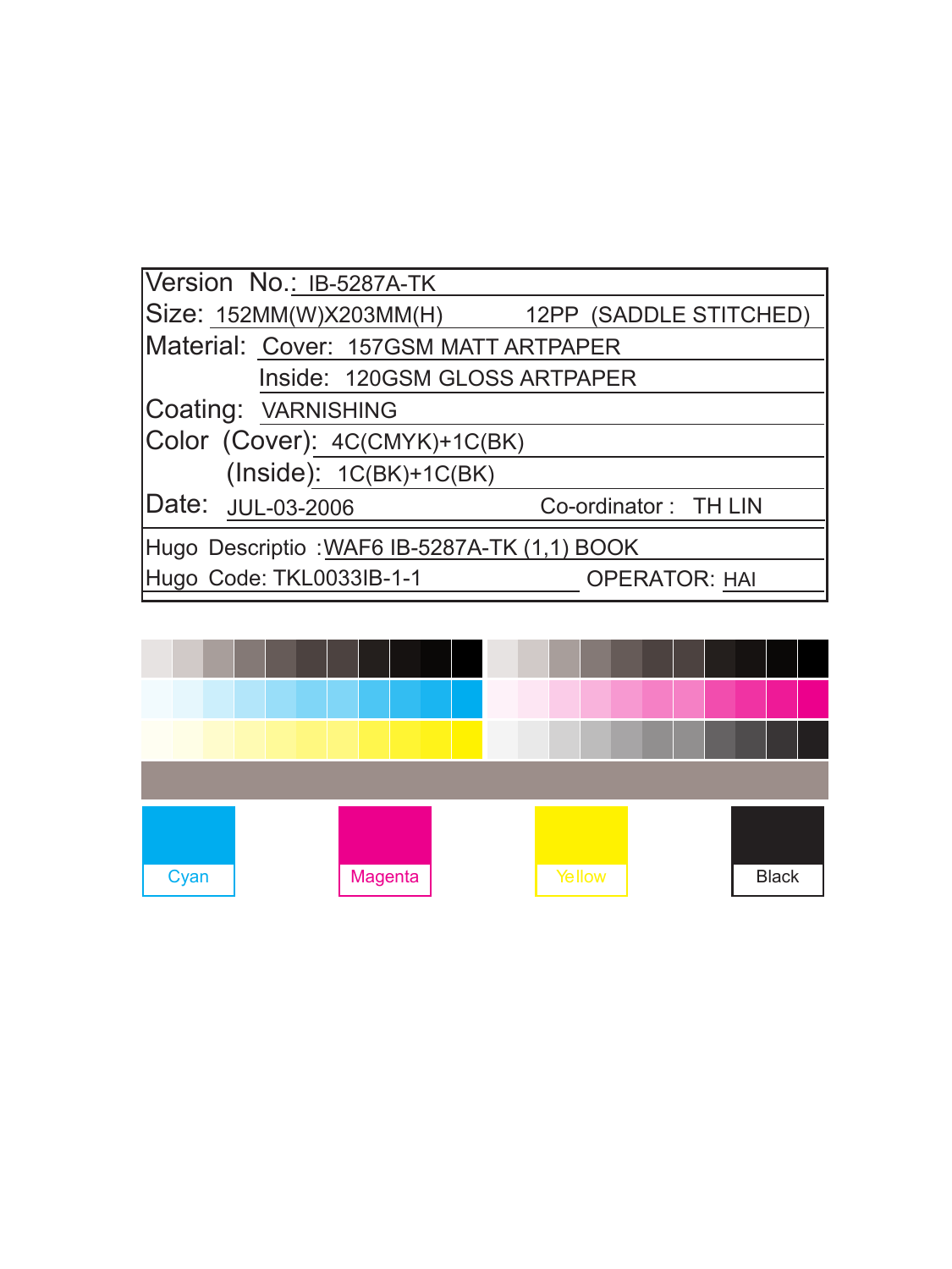| | |
|---|---|
| Version No.: | IB-5287A-TK |
| Size: | 152MM(W)X203MM(H) 12PP (SADDLE STITCHED) |
| Material: | Cover: 157GSM MATT ARTPAPER |
| | Inside: 120GSM GLOSS ARTPAPER |
| Coating: | VARNISHING |
| Color (Cover): | 4C(CMYK)+1C(BK) |
| (Inside): | 1C(BK)+1C(BK) |
| Date: | JUL-03-2006 Co-ordinator : TH LIN |
| Hugo Descriptio : | WAF6 IB-5287A-TK (1,1) BOOK |
| Hugo Code: | TKL0033IB-1-1 OPERATOR: HAI |

Cyan

Magenta

Yellow

Black